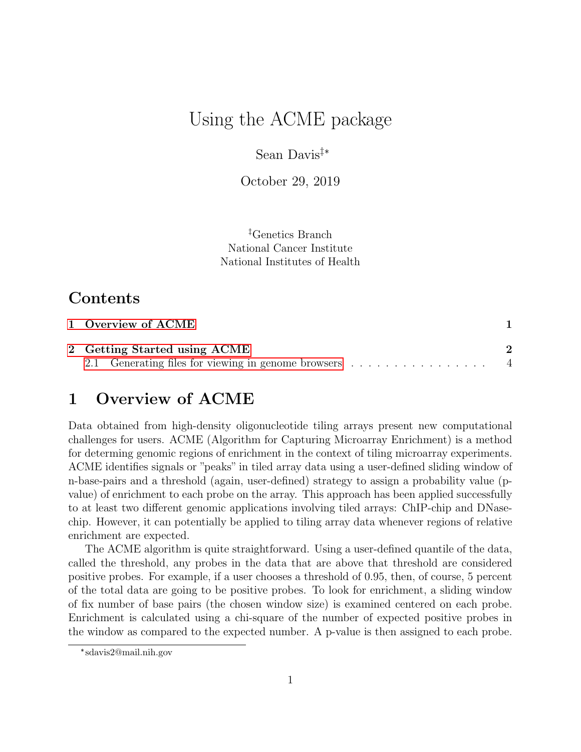# Using the ACME package

Sean Davis[‡][*]

October 29, 2019

[‡]Genetics Branch
National Cancer Institute
National Institutes of Health

## Contents

1 Overview of ACME — 1

2 Getting Started using ACME — 2
  2.1 Generating files for viewing in genome browsers — 4

## 1 Overview of ACME

Data obtained from high-density oligonucleotide tiling arrays present new computational challenges for users. ACME (Algorithm for Capturing Microarray Enrichment) is a method for determing genomic regions of enrichment in the context of tiling microarray experiments. ACME identifies signals or "peaks" in tiled array data using a user-defined sliding window of n-base-pairs and a threshold (again, user-defined) strategy to assign a probability value (p-value) of enrichment to each probe on the array. This approach has been applied successfully to at least two different genomic applications involving tiled arrays: ChIP-chip and DNase-chip. However, it can potentially be applied to tiling array data whenever regions of relative enrichment are expected.

The ACME algorithm is quite straightforward. Using a user-defined quantile of the data, called the threshold, any probes in the data that are above that threshold are considered positive probes. For example, if a user chooses a threshold of 0.95, then, of course, 5 percent of the total data are going to be positive probes. To look for enrichment, a sliding window of fix number of base pairs (the chosen window size) is examined centered on each probe. Enrichment is calculated using a chi-square of the number of expected positive probes in the window as compared to the expected number. A p-value is then assigned to each probe.

[*]sdavis2@mail.nih.gov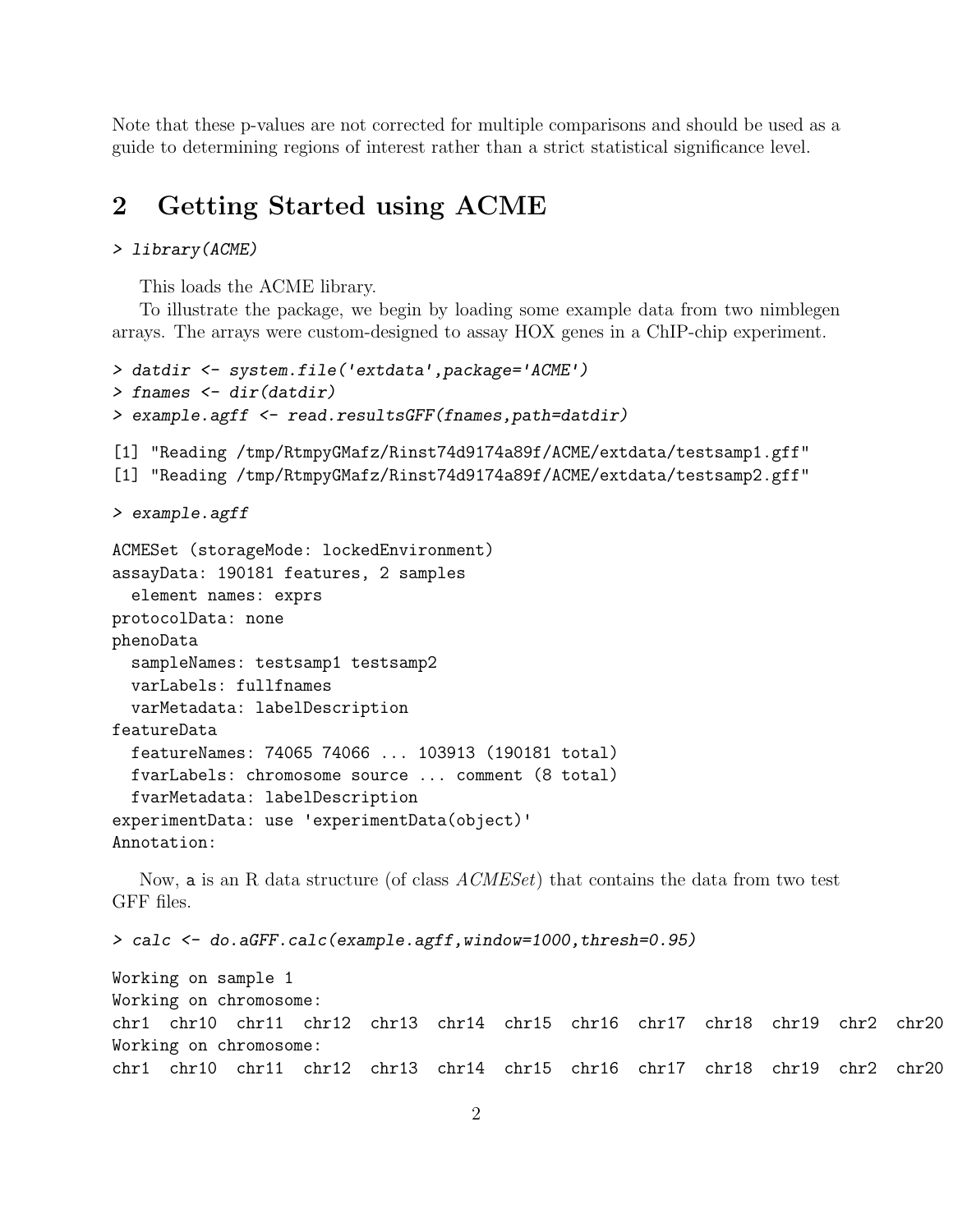Note that these p-values are not corrected for multiple comparisons and should be used as a guide to determining regions of interest rather than a strict statistical significance level.

## 2 Getting Started using ACME

```
> library(ACME)
```

This loads the ACME library.

To illustrate the package, we begin by loading some example data from two nimblegen arrays. The arrays were custom-designed to assay HOX genes in a ChIP-chip experiment.

```
> datdir <- system.file('extdata',package='ACME')
> fnames <- dir(datdir)
> example.agff <- read.resultsGFF(fnames,path=datdir)
```

```
[1] "Reading /tmp/RtmpyGMafz/Rinst74d9174a89f/ACME/extdata/testsamp1.gff"
[1] "Reading /tmp/RtmpyGMafz/Rinst74d9174a89f/ACME/extdata/testsamp2.gff"
```

```
> example.agff
```

```
ACMESet (storageMode: lockedEnvironment)
assayData: 190181 features, 2 samples
  element names: exprs
protocolData: none
phenoData
  sampleNames: testsamp1 testsamp2
  varLabels: fullfnames
  varMetadata: labelDescription
featureData
  featureNames: 74065 74066 ... 103913 (190181 total)
  fvarLabels: chromosome source ... comment (8 total)
  fvarMetadata: labelDescription
experimentData: use 'experimentData(object)'
Annotation:
```

Now, a is an R data structure (of class *ACMESet*) that contains the data from two test GFF files.

```
> calc <- do.aGFF.calc(example.agff,window=1000,thresh=0.95)
```

```
Working on sample 1
Working on chromosome:
chr1  chr10  chr11  chr12  chr13  chr14  chr15  chr16  chr17  chr18  chr19  chr2  chr20
Working on chromosome:
chr1  chr10  chr11  chr12  chr13  chr14  chr15  chr16  chr17  chr18  chr19  chr2  chr20
```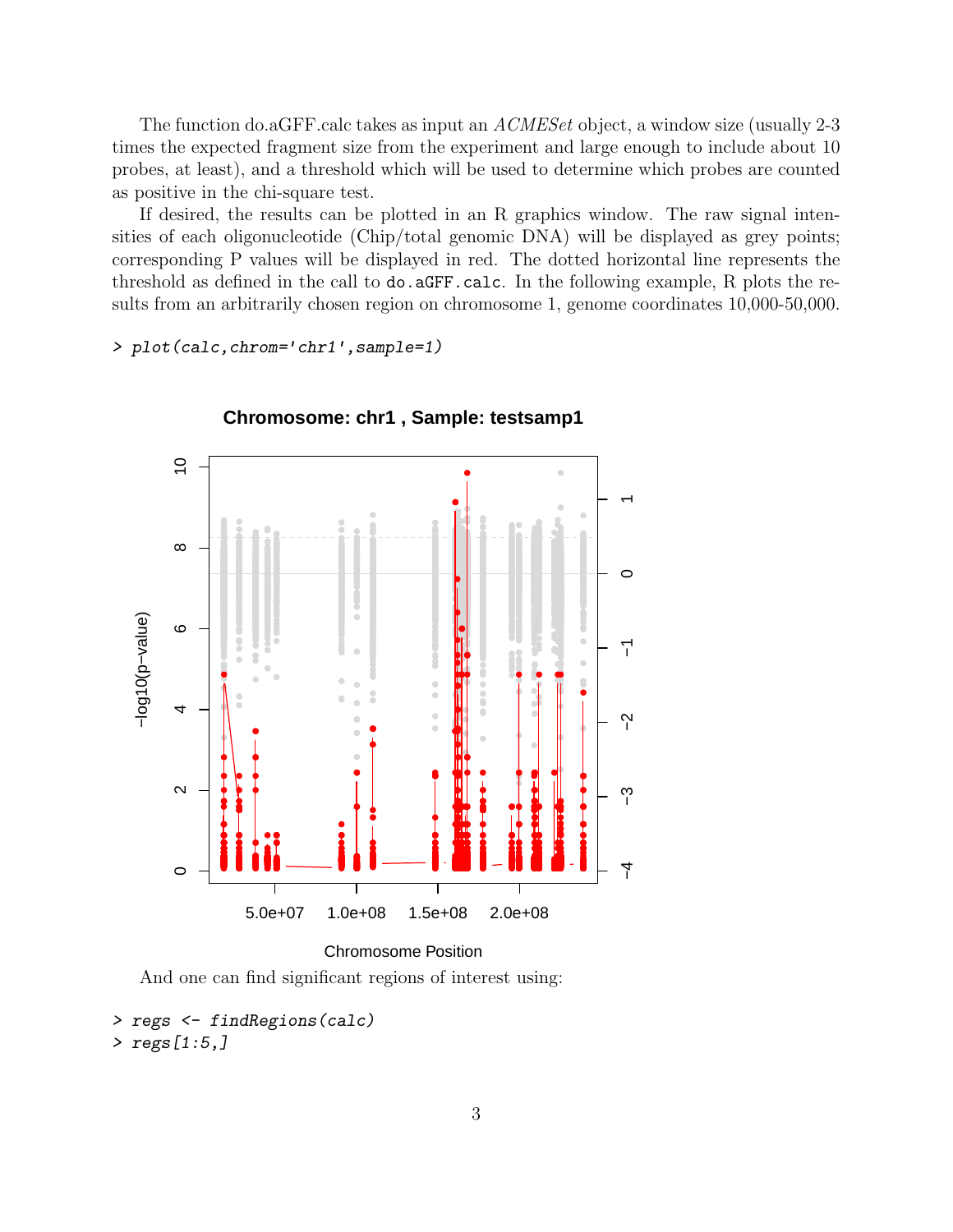The function do.aGFF.calc takes as input an *ACMESet* object, a window size (usually 2-3 times the expected fragment size from the experiment and large enough to include about 10 probes, at least), and a threshold which will be used to determine which probes are counted as positive in the chi-square test.

If desired, the results can be plotted in an R graphics window. The raw signal intensities of each oligonucleotide (Chip/total genomic DNA) will be displayed as grey points; corresponding P values will be displayed in red. The dotted horizontal line represents the threshold as defined in the call to `do.aGFF.calc`. In the following example, R plots the results from an arbitrarily chosen region on chromosome 1, genome coordinates 10,000-50,000.

```
> plot(calc,chrom='chr1',sample=1)
```

And one can find significant regions of interest using:

```
> regs <- findRegions(calc)
> regs[1:5,]
```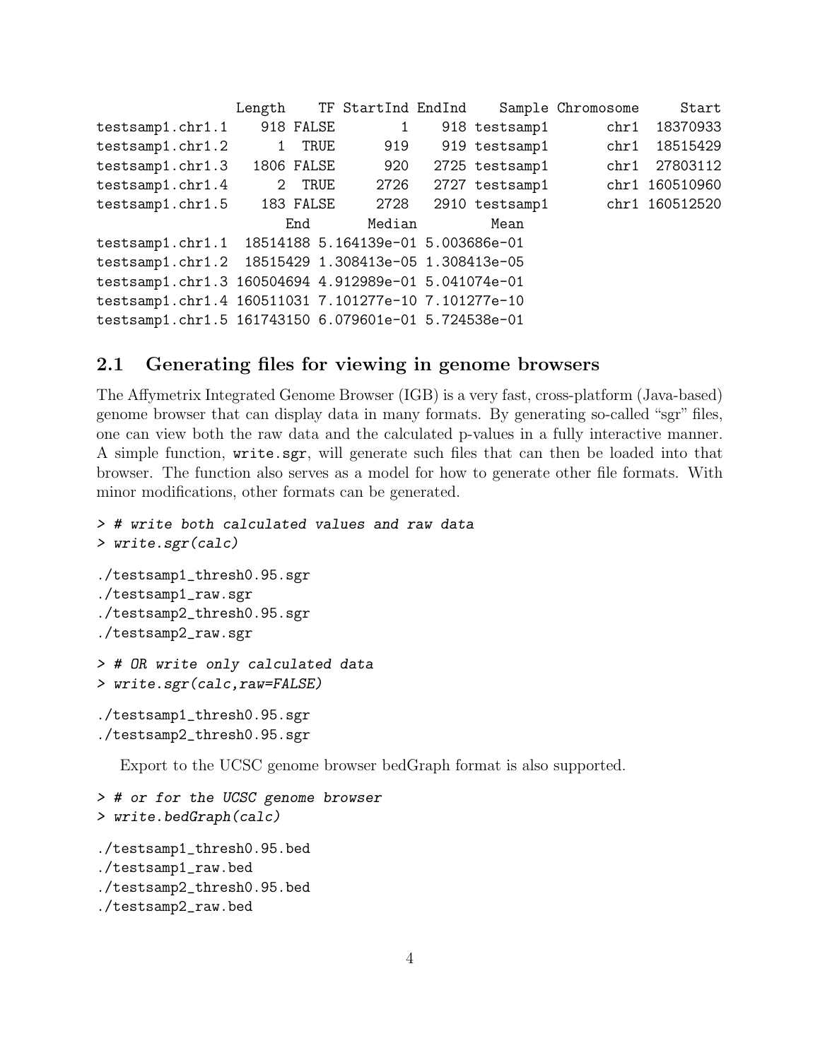```
                Length    TF StartInd EndInd    Sample Chromosome     Start
testsamp1.chr1.1    918 FALSE        1    918 testsamp1       chr1  18370933
testsamp1.chr1.2      1  TRUE      919    919 testsamp1       chr1  18515429
testsamp1.chr1.3   1806 FALSE      920   2725 testsamp1       chr1  27803112
testsamp1.chr1.4      2  TRUE     2726   2727 testsamp1       chr1 160510960
testsamp1.chr1.5    183 FALSE     2728   2910 testsamp1       chr1 160512520
                       End       Median         Mean
testsamp1.chr1.1  18514188 5.164139e-01 5.003686e-01
testsamp1.chr1.2  18515429 1.308413e-05 1.308413e-05
testsamp1.chr1.3 160504694 4.912989e-01 5.041074e-01
testsamp1.chr1.4 160511031 7.101277e-10 7.101277e-10
testsamp1.chr1.5 161743150 6.079601e-01 5.724538e-01
```

## 2.1 Generating files for viewing in genome browsers

The Affymetrix Integrated Genome Browser (IGB) is a very fast, cross-platform (Java-based) genome browser that can display data in many formats. By generating so-called "sgr" files, one can view both the raw data and the calculated p-values in a fully interactive manner. A simple function, `write.sgr`, will generate such files that can then be loaded into that browser. The function also serves as a model for how to generate other file formats. With minor modifications, other formats can be generated.

```
> # write both calculated values and raw data
> write.sgr(calc)

./testsamp1_thresh0.95.sgr
./testsamp1_raw.sgr
./testsamp2_thresh0.95.sgr
./testsamp2_raw.sgr

> # OR write only calculated data
> write.sgr(calc,raw=FALSE)

./testsamp1_thresh0.95.sgr
./testsamp2_thresh0.95.sgr
```

Export to the UCSC genome browser bedGraph format is also supported.

```
> # or for the UCSC genome browser
> write.bedGraph(calc)

./testsamp1_thresh0.95.bed
./testsamp1_raw.bed
./testsamp2_thresh0.95.bed
./testsamp2_raw.bed
```